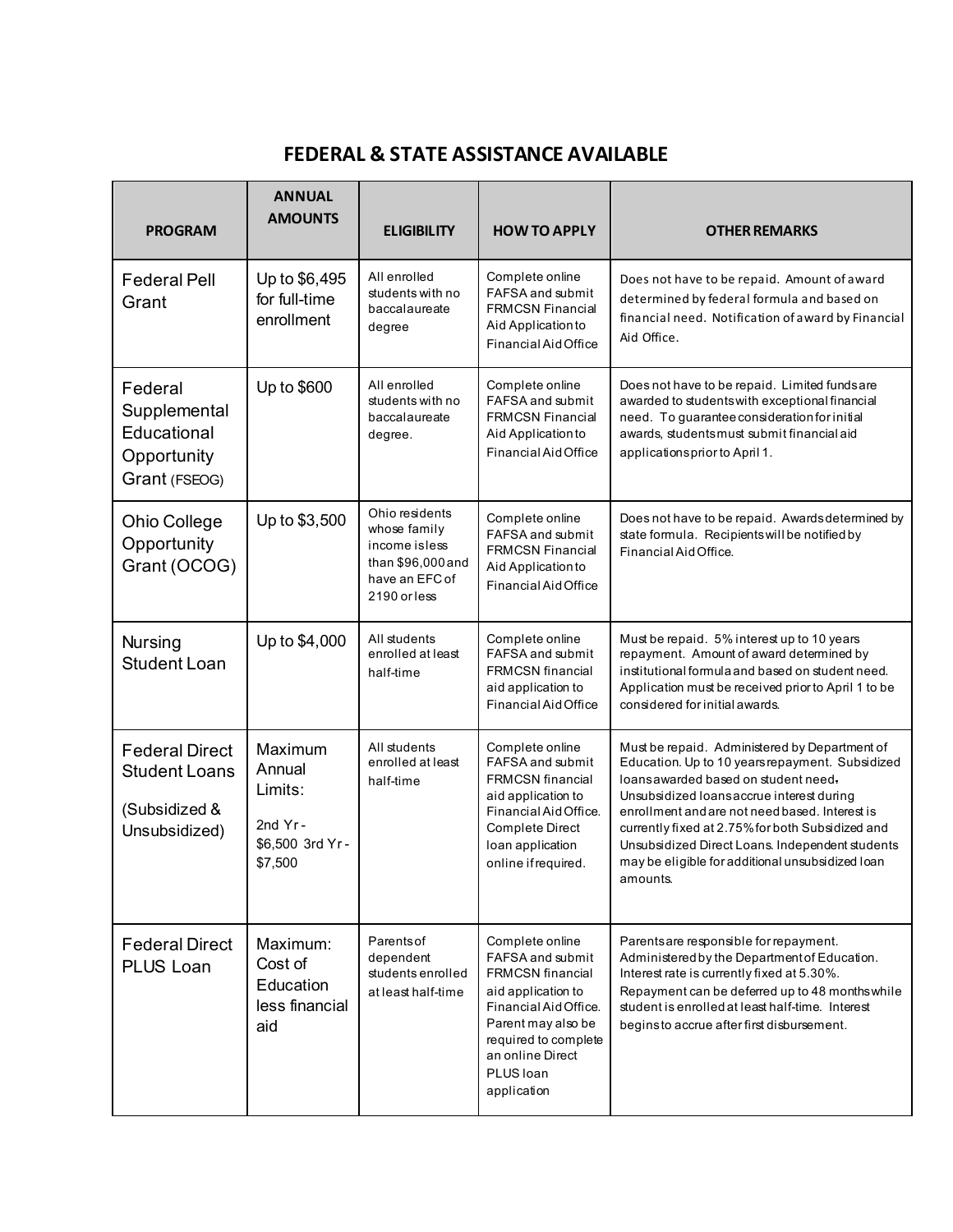## FEDERAL & STATE ASSISTANCE AVAILABLE

| PROGRAM | ANNUAL AMOUNTS | ELIGIBILITY | HOW TO APPLY | OTHER REMARKS |
|---|---|---|---|---|
| Federal Pell Grant | Up to $6,495 for full-time enrollment | All enrolled students with no baccalaureate degree | Complete online FAFSA and submit FRMCSN Financial Aid Application to Financial Aid Office | Does not have to be repaid. Amount of award determined by federal formula and based on financial need. Notification of award by Financial Aid Office. |
| Federal Supplemental Educational Opportunity Grant (FSEOG) | Up to $600 | All enrolled students with no baccalaureate degree. | Complete online FAFSA and submit FRMCSN Financial Aid Application to Financial Aid Office | Does not have to be repaid. Limited funds are awarded to students with exceptional financial need. To guarantee consideration for initial awards, students must submit financial aid applications prior to April 1. |
| Ohio College Opportunity Grant (OCOG) | Up to $3,500 | Ohio residents whose family income is less than $96,000 and have an EFC of 2190 or less | Complete online FAFSA and submit FRMCSN Financial Aid Application to Financial Aid Office | Does not have to be repaid. Awards determined by state formula. Recipients will be notified by Financial Aid Office. |
| Nursing Student Loan | Up to $4,000 | All students enrolled at least half-time | Complete online FAFSA and submit FRMCSN financial aid application to Financial Aid Office | Must be repaid. 5% interest up to 10 years repayment. Amount of award determined by institutional formula and based on student need. Application must be received prior to April 1 to be considered for initial awards. |
| Federal Direct Student Loans (Subsidized & Unsubsidized) | Maximum Annual Limits: 2nd Yr - $6,500 3rd Yr - $7,500 | All students enrolled at least half-time | Complete online FAFSA and submit FRMCSN financial aid application to Financial Aid Office. Complete Direct loan application online if required. | Must be repaid. Administered by Department of Education. Up to 10 years repayment. Subsidized loans awarded based on student need. Unsubsidized loans accrue interest during enrollment and are not need based. Interest is currently fixed at 2.75% for both Subsidized and Unsubsidized Direct Loans. Independent students may be eligible for additional unsubsidized loan amounts. |
| Federal Direct PLUS Loan | Maximum: Cost of Education less financial aid | Parents of dependent students enrolled at least half-time | Complete online FAFSA and submit FRMCSN financial aid application to Financial Aid Office. Parent may also be required to complete an online Direct PLUS loan application | Parents are responsible for repayment. Administered by the Department of Education. Interest rate is currently fixed at 5.30%. Repayment can be deferred up to 48 months while student is enrolled at least half-time. Interest begins to accrue after first disbursement. |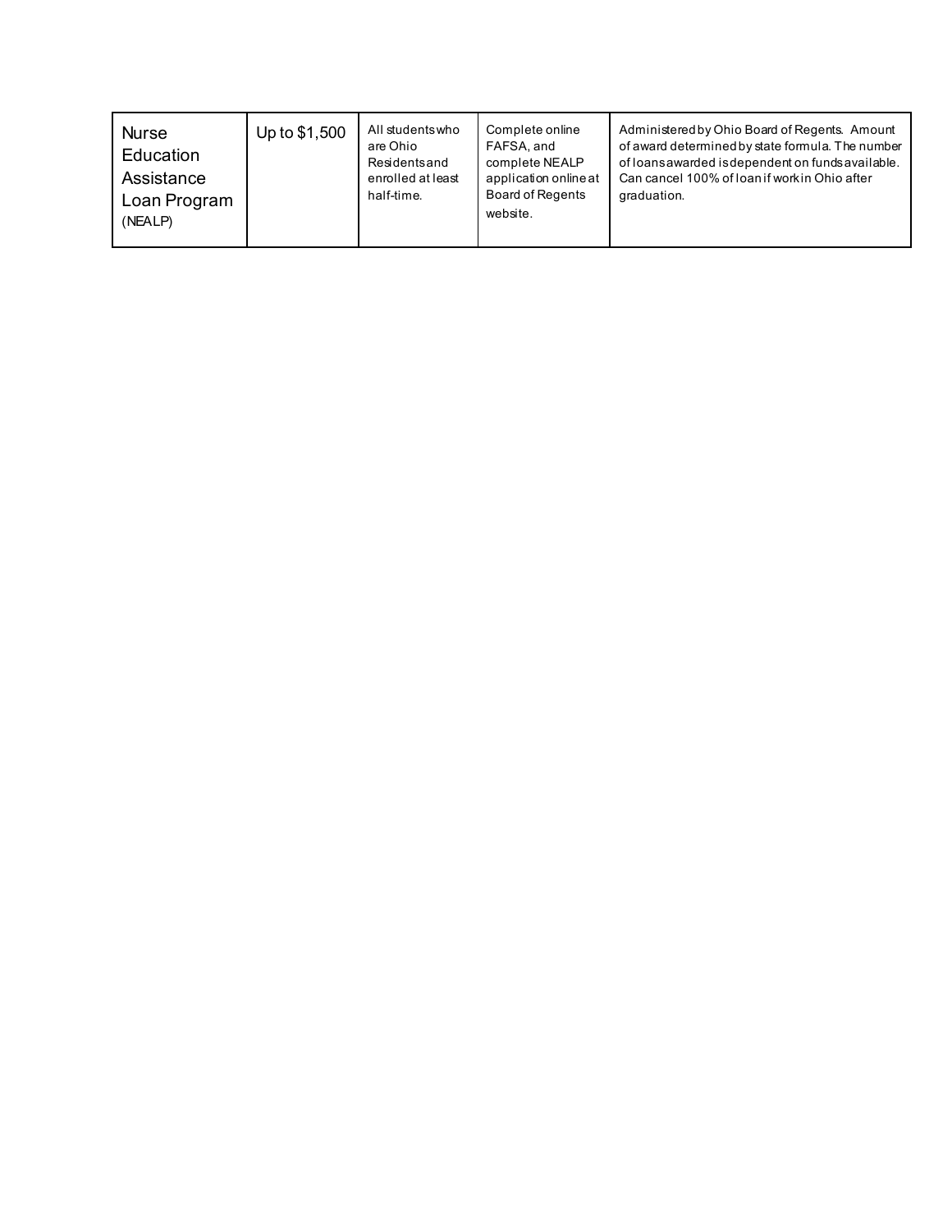| | | | | |
|---|---|---|---|---|
| Nurse Education Assistance Loan Program (NEALP) | Up to $1,500 | All students who are Ohio Residents and enrolled at least half-time. | Complete online FAFSA, and complete NEALP application online at Board of Regents website. | Administered by Ohio Board of Regents. Amount of award determined by state formula. The number of loans awarded is dependent on funds available. Can cancel 100% of loan if work in Ohio after graduation. |